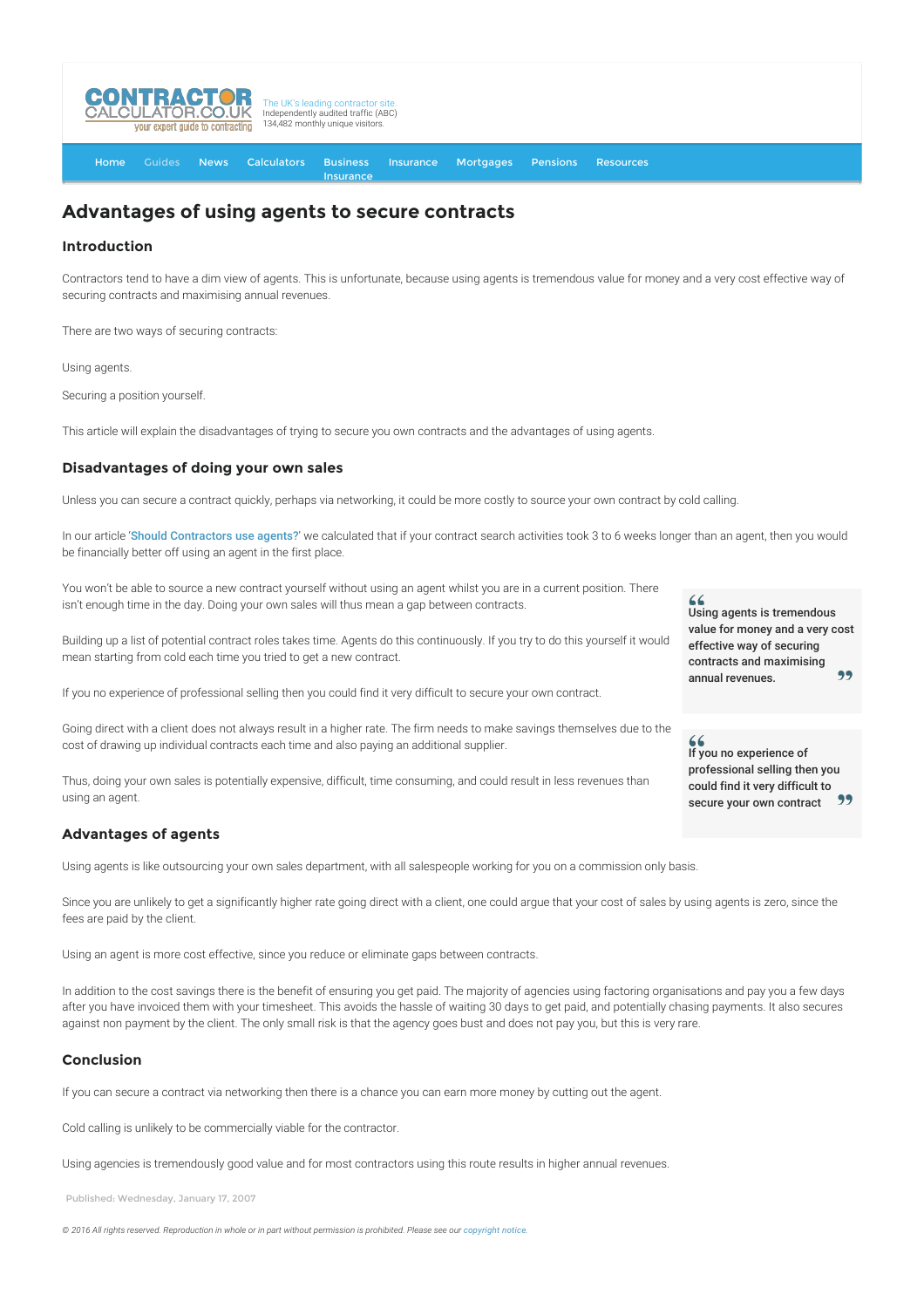# Advantages of using agents to secure contracts

## Introduction

Contractors tend to have a dim view of agents. This is unfortunate, because using agents is tremendous value for money and a very cost effective way of securing contracts and maximising annual revenues.

There are two ways of securing contracts:

Using agents.

Securing a position yourself.

This article will explain the disadvantages of trying to secure you own contracts and the advantages of using agents.

## Disadvantages of doing your own sales

Unless you can secure a contract quickly, perhaps via networking, it could be more costly to source your own contract by cold calling.

In our article 'Should Contractors use agents?' we calculated that if your contract search activities took 3 to 6 weeks longer than an agent, then you would be financially better off using an agent in the first place.

You won't be able to source a new contract yourself without using an agent whilst you are in a current position. There isn't enough time in the day. Doing your own sales will thus mean a gap between contracts.

> **Using agents is tremendous value for money and a very cost effective way of securing contracts and maximising annual revenues.**

Building up a list of potential contract roles takes time. Agents do this continuously. If you try to do this yourself it would mean starting from cold each time you tried to get a new contract.

If you no experience of professional selling then you could find it very difficult to secure your own contract.

> **If you no experience of professional selling then you could find it very difficult to secure your own contract**

Going direct with a client does not always result in a higher rate. The firm needs to make savings themselves due to the cost of drawing up individual contracts each time and also paying an additional supplier.

Thus, doing your own sales is potentially expensive, difficult, time consuming, and could result in less revenues than using an agent.

## Advantages of agents

Using agents is like outsourcing your own sales department, with all salespeople working for you on a commission only basis.

Since you are unlikely to get a significantly higher rate going direct with a client, one could argue that your cost of sales by using agents is zero, since the fees are paid by the client.

Using an agent is more cost effective, since you reduce or eliminate gaps between contracts.

In addition to the cost savings there is the benefit of ensuring you get paid. The majority of agencies using factoring organisations and pay you a few days after you have invoiced them with your timesheet. This avoids the hassle of waiting 30 days to get paid, and potentially chasing payments. It also secures against non payment by the client. The only small risk is that the agency goes bust and does not pay you, but this is very rare.

## Conclusion

If you can secure a contract via networking then there is a chance you can earn more money by cutting out the agent.

Cold calling is unlikely to be commercially viable for the contractor.

Using agencies is tremendously good value and for most contractors using this route results in higher annual revenues.

Published: Wednesday, January 17, 2007

*© 2016 All rights reserved. Reproduction in whole or in part without permission is prohibited. Please see our copyright notice.*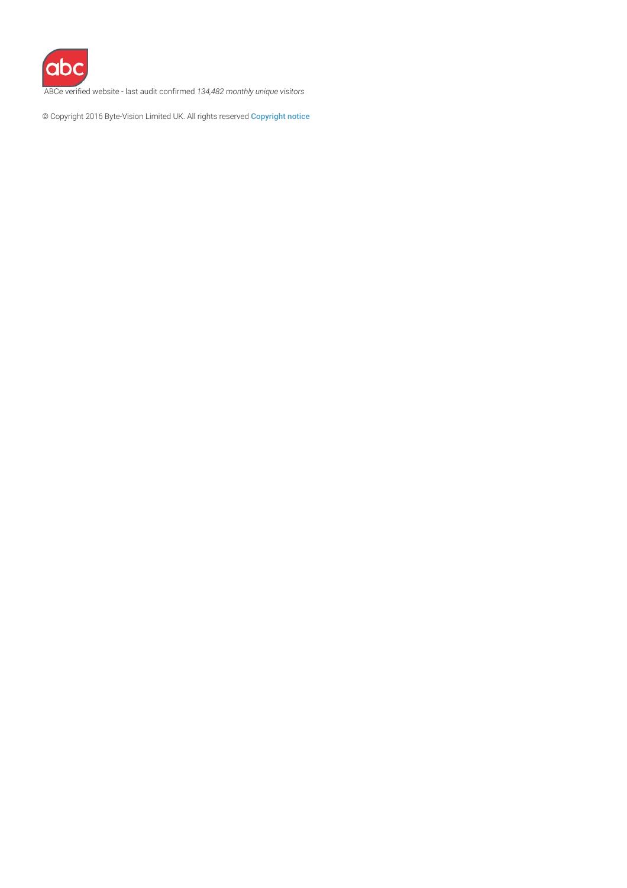ABCe verified website - last audit confirmed *134,482 monthly unique visitors*

© Copyright 2016 Byte-Vision Limited UK. All rights reserved **Copyright notice**